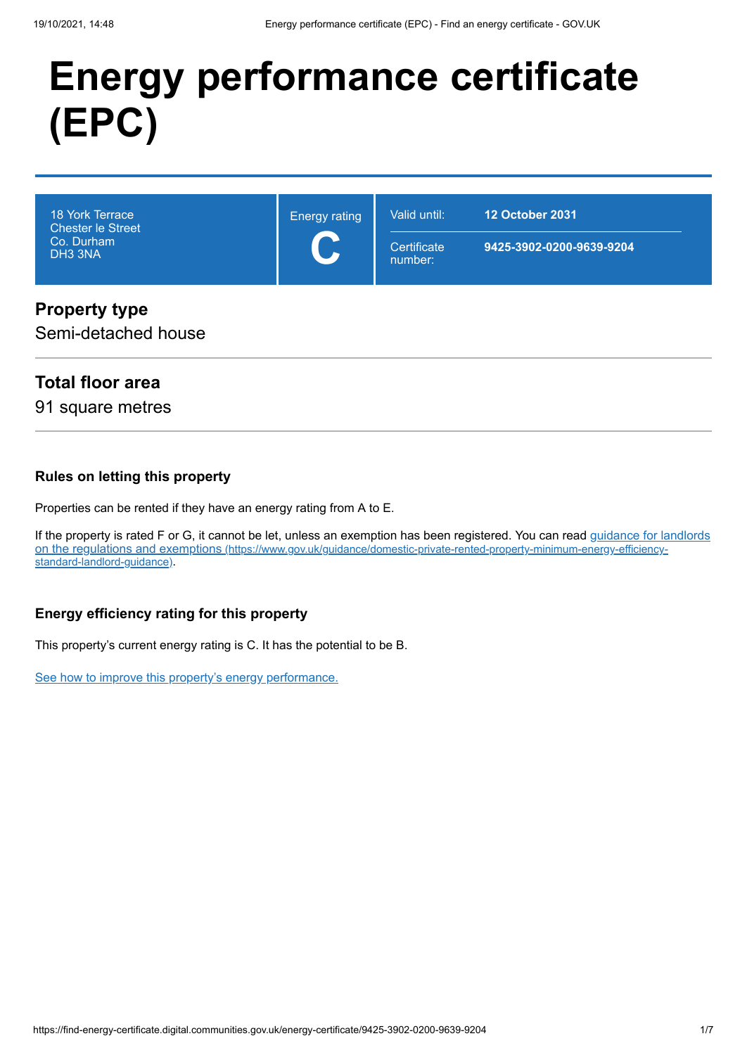# Energy performance certificate (EPC)

| 18 York Terrace<br>Chester le Street<br>Co. Durham<br>DH3 3NA | Energy rating<br>**C** | Valid until: | **12 October 2031** |
|---|---|---|---|
| | | Certificate number: | **9425-3902-0200-9639-9204** |

## Property type

Semi-detached house

## Total floor area

91 square metres

### Rules on letting this property

Properties can be rented if they have an energy rating from A to E.

If the property is rated F or G, it cannot be let, unless an exemption has been registered. You can read [guidance for landlords on the regulations and exemptions (https://www.gov.uk/guidance/domestic-private-rented-property-minimum-energy-efficiency-standard-landlord-guidance)](https://www.gov.uk/guidance/domestic-private-rented-property-minimum-energy-efficiency-standard-landlord-guidance).

### Energy efficiency rating for this property

This property's current energy rating is C. It has the potential to be B.

[See how to improve this property's energy performance.]()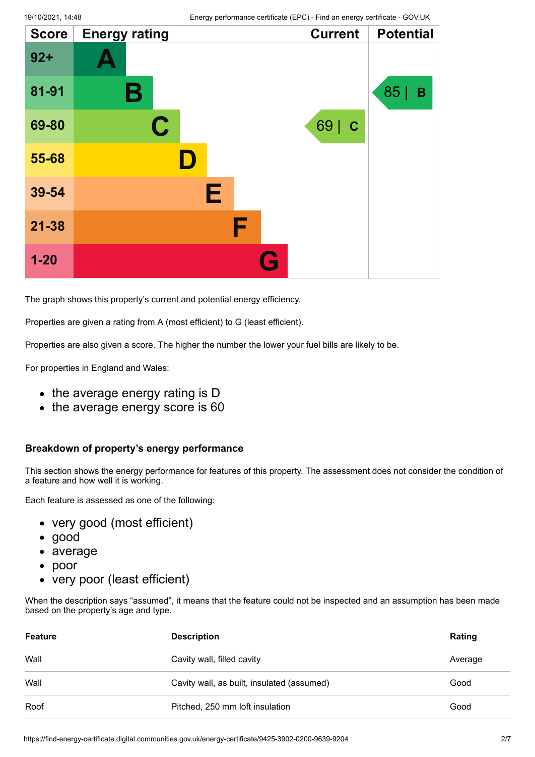| Score | Energy rating | Current | Potential |
|---|---|---|---|
| 92+ | A | | |
| 81-91 | B | | 85 \| B |
| 69-80 | C | 69 \| C | |
| 55-68 | D | | |
| 39-54 | E | | |
| 21-38 | F | | |
| 1-20 | G | | |

The graph shows this property's current and potential energy efficiency.

Properties are given a rating from A (most efficient) to G (least efficient).

Properties are also given a score. The higher the number the lower your fuel bills are likely to be.

For properties in England and Wales:

- the average energy rating is D
- the average energy score is 60

### Breakdown of property's energy performance

This section shows the energy performance for features of this property. The assessment does not consider the condition of a feature and how well it is working.

Each feature is assessed as one of the following:

- very good (most efficient)
- good
- average
- poor
- very poor (least efficient)

When the description says "assumed", it means that the feature could not be inspected and an assumption has been made based on the property's age and type.

| Feature | Description | Rating |
|---|---|---|
| Wall | Cavity wall, filled cavity | Average |
| Wall | Cavity wall, as built, insulated (assumed) | Good |
| Roof | Pitched, 250 mm loft insulation | Good |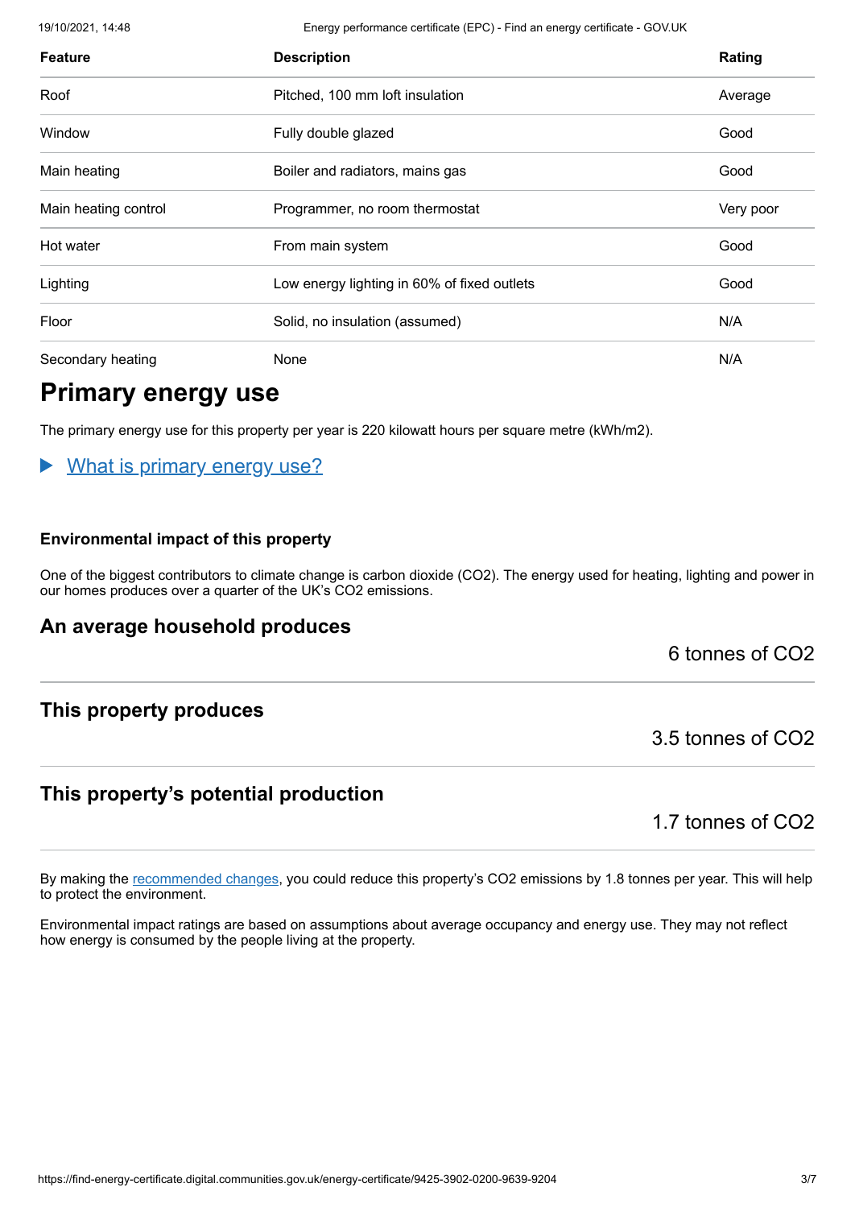| Feature | Description | Rating |
| --- | --- | --- |
| Roof | Pitched, 100 mm loft insulation | Average |
| Window | Fully double glazed | Good |
| Main heating | Boiler and radiators, mains gas | Good |
| Main heating control | Programmer, no room thermostat | Very poor |
| Hot water | From main system | Good |
| Lighting | Low energy lighting in 60% of fixed outlets | Good |
| Floor | Solid, no insulation (assumed) | N/A |
| Secondary heating | None | N/A |

# Primary energy use

The primary energy use for this property per year is 220 kilowatt hours per square metre (kWh/m2).

▶ What is primary energy use?

### Environmental impact of this property

One of the biggest contributors to climate change is carbon dioxide ($CO_2$). The energy used for heating, lighting and power in our homes produces over a quarter of the UK's $CO_2$ emissions.

## An average household produces

6 tonnes of $CO_2$

## This property produces

3.5 tonnes of $CO_2$

## This property's potential production

1.7 tonnes of $CO_2$

By making the recommended changes, you could reduce this property's $CO_2$ emissions by 1.8 tonnes per year. This will help to protect the environment.

Environmental impact ratings are based on assumptions about average occupancy and energy use. They may not reflect how energy is consumed by the people living at the property.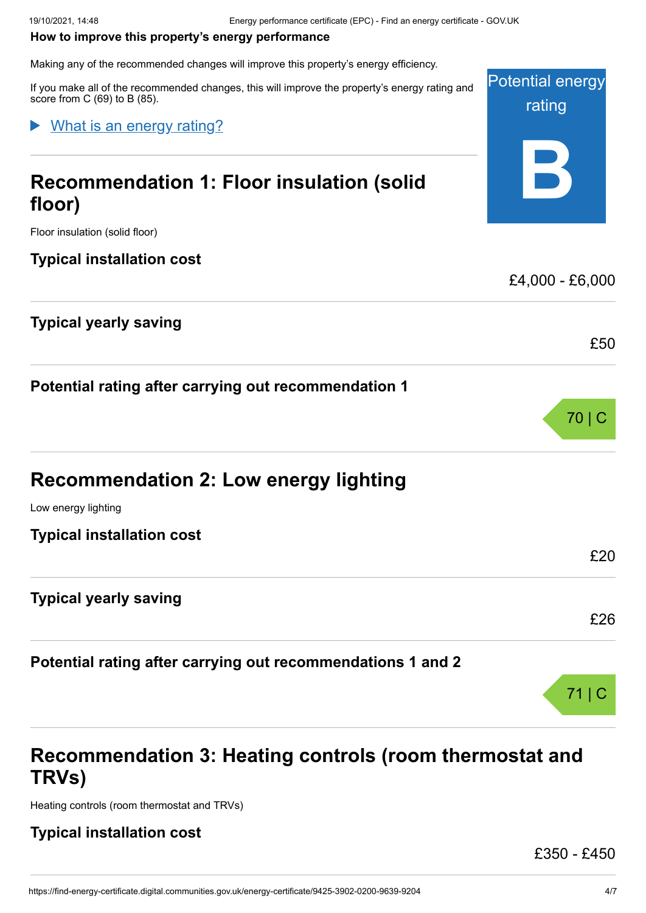**How to improve this property's energy performance**

Making any of the recommended changes will improve this property's energy efficiency.

If you make all of the recommended changes, this will improve the property's energy rating and score from C (69) to B (85).

Potential energy rating

**B**

▶ What is an energy rating?

## Recommendation 1: Floor insulation (solid floor)

Floor insulation (solid floor)

| | |
|---|---|
| **Typical installation cost** | £4,000 - £6,000 |
| **Typical yearly saving** | £50 |
| **Potential rating after carrying out recommendation 1** | 70 \| C |

## Recommendation 2: Low energy lighting

Low energy lighting

| | |
|---|---|
| **Typical installation cost** | £20 |
| **Typical yearly saving** | £26 |
| **Potential rating after carrying out recommendations 1 and 2** | 71 \| C |

## Recommendation 3: Heating controls (room thermostat and TRVs)

Heating controls (room thermostat and TRVs)

| | |
|---|---|
| **Typical installation cost** | £350 - £450 |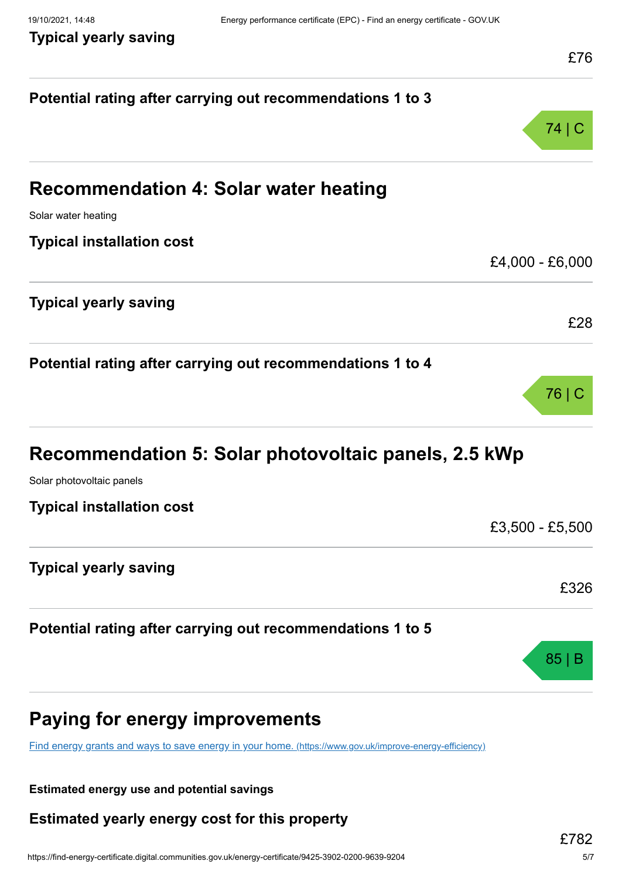**Typical yearly saving**

£76

**Potential rating after carrying out recommendations 1 to 3**

74 | C

## Recommendation 4: Solar water heating

Solar water heating

**Typical installation cost**

£4,000 - £6,000

**Typical yearly saving**

£28

**Potential rating after carrying out recommendations 1 to 4**

76 | C

## Recommendation 5: Solar photovoltaic panels, 2.5 kWp

Solar photovoltaic panels

**Typical installation cost**

£3,500 - £5,500

**Typical yearly saving**

£326

**Potential rating after carrying out recommendations 1 to 5**

85 | B

## Paying for energy improvements

[Find energy grants and ways to save energy in your home. (https://www.gov.uk/improve-energy-efficiency)](https://www.gov.uk/improve-energy-efficiency)

**Estimated energy use and potential savings**

**Estimated yearly energy cost for this property**

£782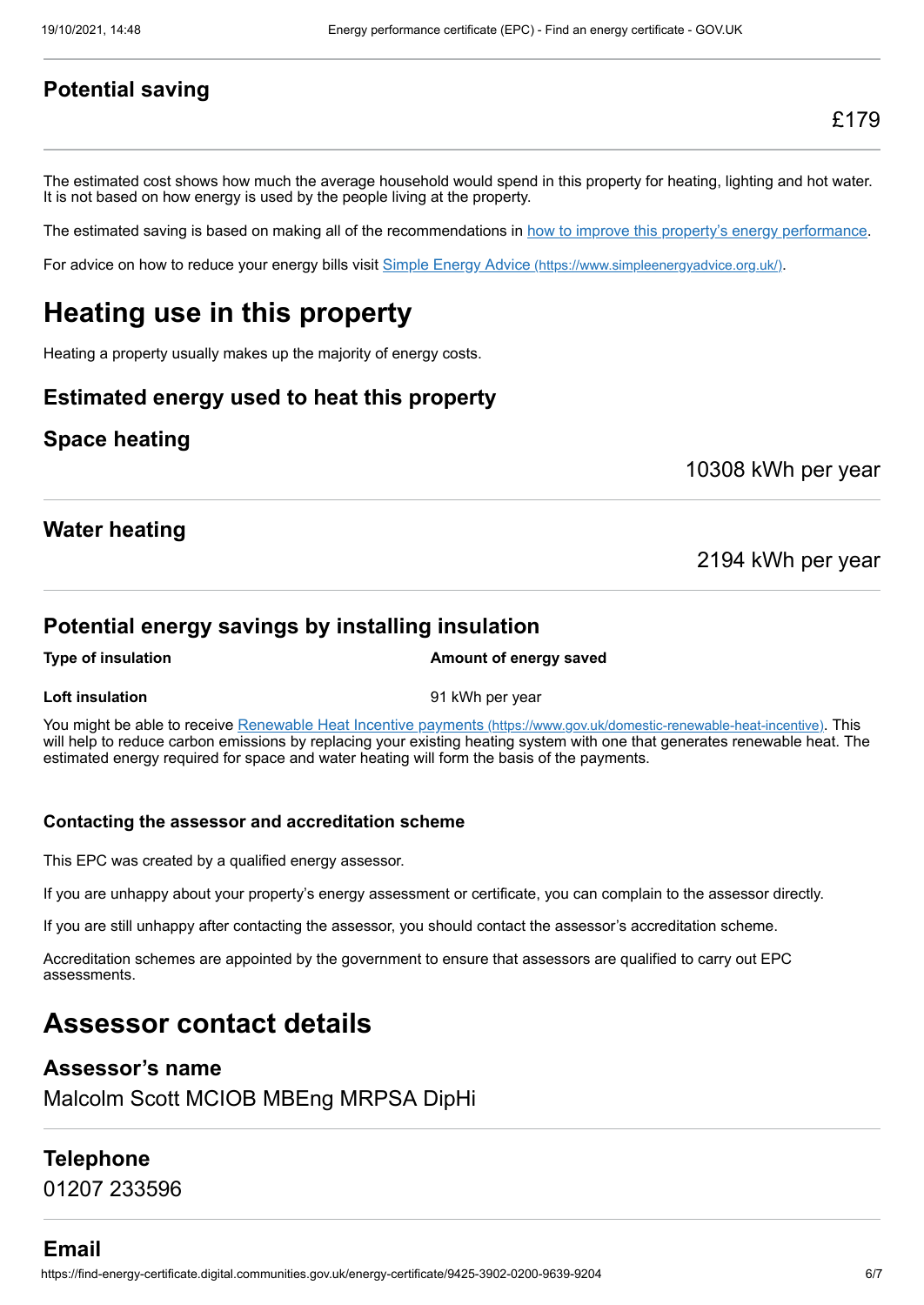### Potential saving

£179

The estimated cost shows how much the average household would spend in this property for heating, lighting and hot water. It is not based on how energy is used by the people living at the property.

The estimated saving is based on making all of the recommendations in [how to improve this property's energy performance](#).

For advice on how to reduce your energy bills visit [Simple Energy Advice (https://www.simpleenergyadvice.org.uk/)](https://www.simpleenergyadvice.org.uk/).

# Heating use in this property

Heating a property usually makes up the majority of energy costs.

### Estimated energy used to heat this property

### Space heating

10308 kWh per year

### Water heating

2194 kWh per year

### Potential energy savings by installing insulation

| Type of insulation | Amount of energy saved |
|---|---|
| **Loft insulation** | 91 kWh per year |

You might be able to receive [Renewable Heat Incentive payments (https://www.gov.uk/domestic-renewable-heat-incentive)](https://www.gov.uk/domestic-renewable-heat-incentive). This will help to reduce carbon emissions by replacing your existing heating system with one that generates renewable heat. The estimated energy required for space and water heating will form the basis of the payments.

#### Contacting the assessor and accreditation scheme

This EPC was created by a qualified energy assessor.

If you are unhappy about your property's energy assessment or certificate, you can complain to the assessor directly.

If you are still unhappy after contacting the assessor, you should contact the assessor's accreditation scheme.

Accreditation schemes are appointed by the government to ensure that assessors are qualified to carry out EPC assessments.

# Assessor contact details

### Assessor's name

Malcolm Scott MCIOB MBEng MRPSA DipHi

### Telephone

01207 233596

### Email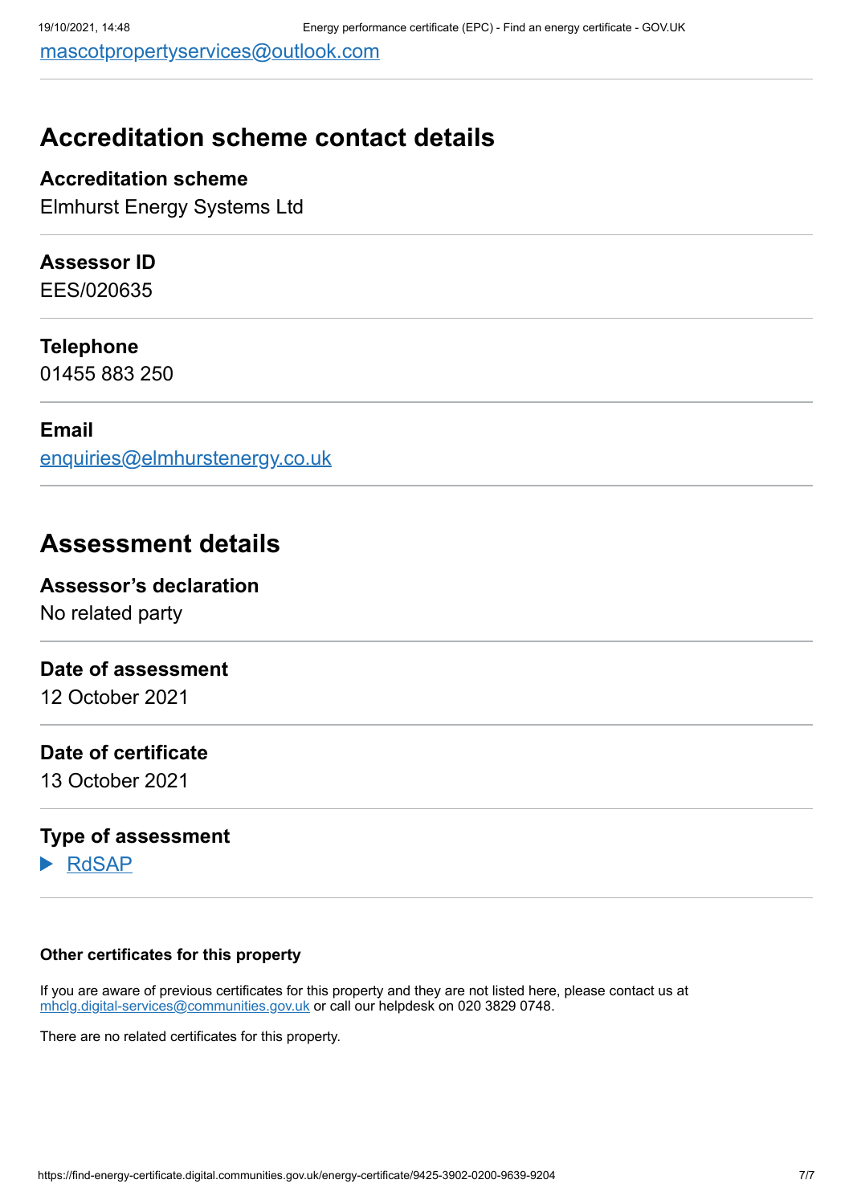mascotpropertyservices@outlook.com

## Accreditation scheme contact details

### Accreditation scheme

Elmhurst Energy Systems Ltd

### Assessor ID

EES/020635

### Telephone

01455 883 250

### Email

enquiries@elmhurstenergy.co.uk

## Assessment details

### Assessor's declaration

No related party

### Date of assessment

12 October 2021

### Date of certificate

13 October 2021

### Type of assessment

▶ RdSAP

#### Other certificates for this property

If you are aware of previous certificates for this property and they are not listed here, please contact us at mhclg.digital-services@communities.gov.uk or call our helpdesk on 020 3829 0748.

There are no related certificates for this property.